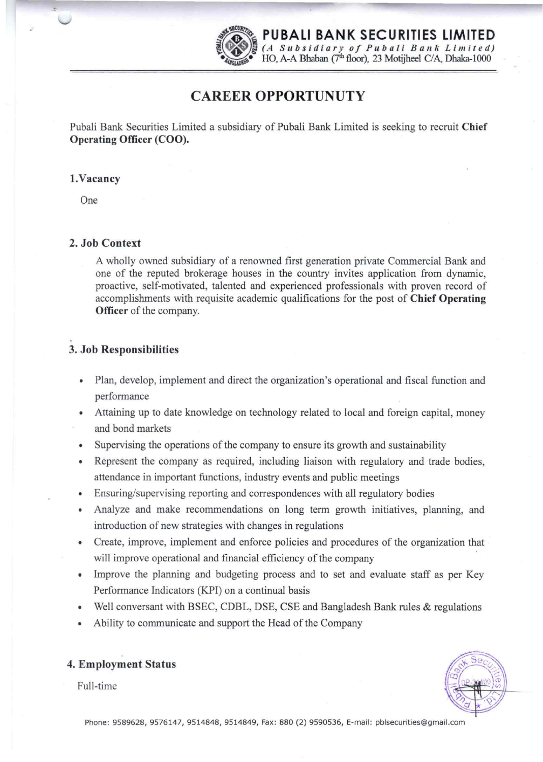**PUBALI BANK SECURITIES LIMITED**
*(A Subsidiary of Pubali Bank Limited)*
HO, A-A Bhaban (7th floor), 23 Motijheel C/A, Dhaka-1000

# CAREER OPPORTUNUTY

Pubali Bank Securities Limited a subsidiary of Pubali Bank Limited is seeking to recruit **Chief Operating Officer (COO).**

## 1. Vacancy

One

## 2. Job Context

A wholly owned subsidiary of a renowned first generation private Commercial Bank and one of the reputed brokerage houses in the country invites application from dynamic, proactive, self-motivated, talented and experienced professionals with proven record of accomplishments with requisite academic qualifications for the post of **Chief Operating Officer** of the company.

## 3. Job Responsibilities

- Plan, develop, implement and direct the organization's operational and fiscal function and performance
- Attaining up to date knowledge on technology related to local and foreign capital, money and bond markets
- Supervising the operations of the company to ensure its growth and sustainability
- Represent the company as required, including liaison with regulatory and trade bodies, attendance in important functions, industry events and public meetings
- Ensuring/supervising reporting and correspondences with all regulatory bodies
- Analyze and make recommendations on long term growth initiatives, planning, and introduction of new strategies with changes in regulations
- Create, improve, implement and enforce policies and procedures of the organization that will improve operational and financial efficiency of the company
- Improve the planning and budgeting process and to set and evaluate staff as per Key Performance Indicators (KPI) on a continual basis
- Well conversant with BSEC, CDBL, DSE, CSE and Bangladesh Bank rules & regulations
- Ability to communicate and support the Head of the Company

## 4. Employment Status

Full-time

Phone: 9589628, 9576147, 9514848, 9514849, Fax: 880 (2) 9590536, E-mail: pblsecurities@gmail.com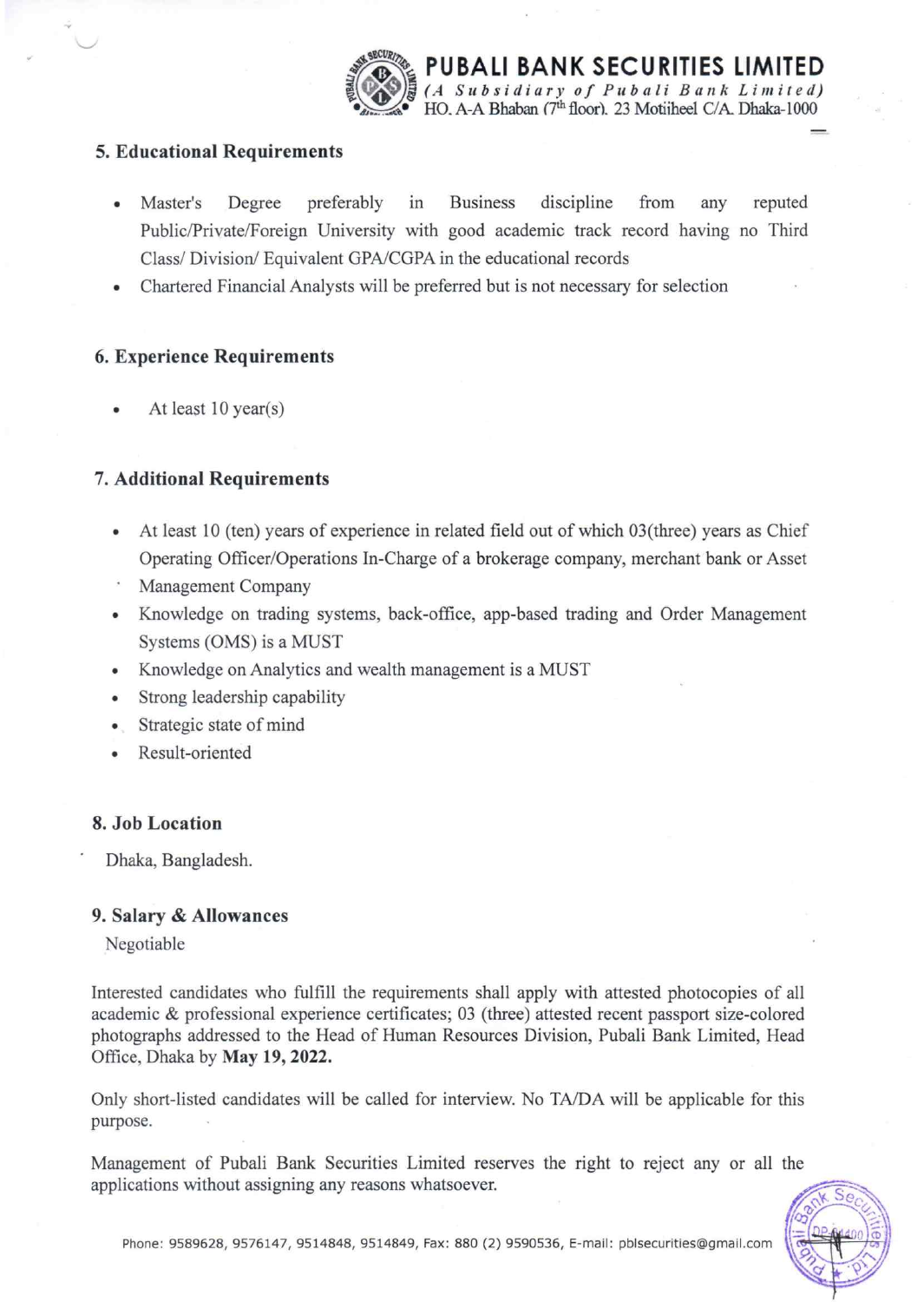## 5. Educational Requirements

- Master's Degree preferably in Business discipline from any reputed Public/Private/Foreign University with good academic track record having no Third Class/ Division/ Equivalent GPA/CGPA in the educational records
- Chartered Financial Analysts will be preferred but is not necessary for selection

## 6. Experience Requirements

- At least 10 year(s)

## 7. Additional Requirements

- At least 10 (ten) years of experience in related field out of which 03(three) years as Chief Operating Officer/Operations In-Charge of a brokerage company, merchant bank or Asset Management Company
- Knowledge on trading systems, back-office, app-based trading and Order Management Systems (OMS) is a MUST
- Knowledge on Analytics and wealth management is a MUST
- Strong leadership capability
- Strategic state of mind
- Result-oriented

## 8. Job Location

Dhaka, Bangladesh.

## 9. Salary & Allowances

Negotiable

Interested candidates who fulfill the requirements shall apply with attested photocopies of all academic & professional experience certificates; 03 (three) attested recent passport size-colored photographs addressed to the Head of Human Resources Division, Pubali Bank Limited, Head Office, Dhaka by **May 19, 2022.**

Only short-listed candidates will be called for interview. No TA/DA will be applicable for this purpose.

Management of Pubali Bank Securities Limited reserves the right to reject any or all the applications without assigning any reasons whatsoever.